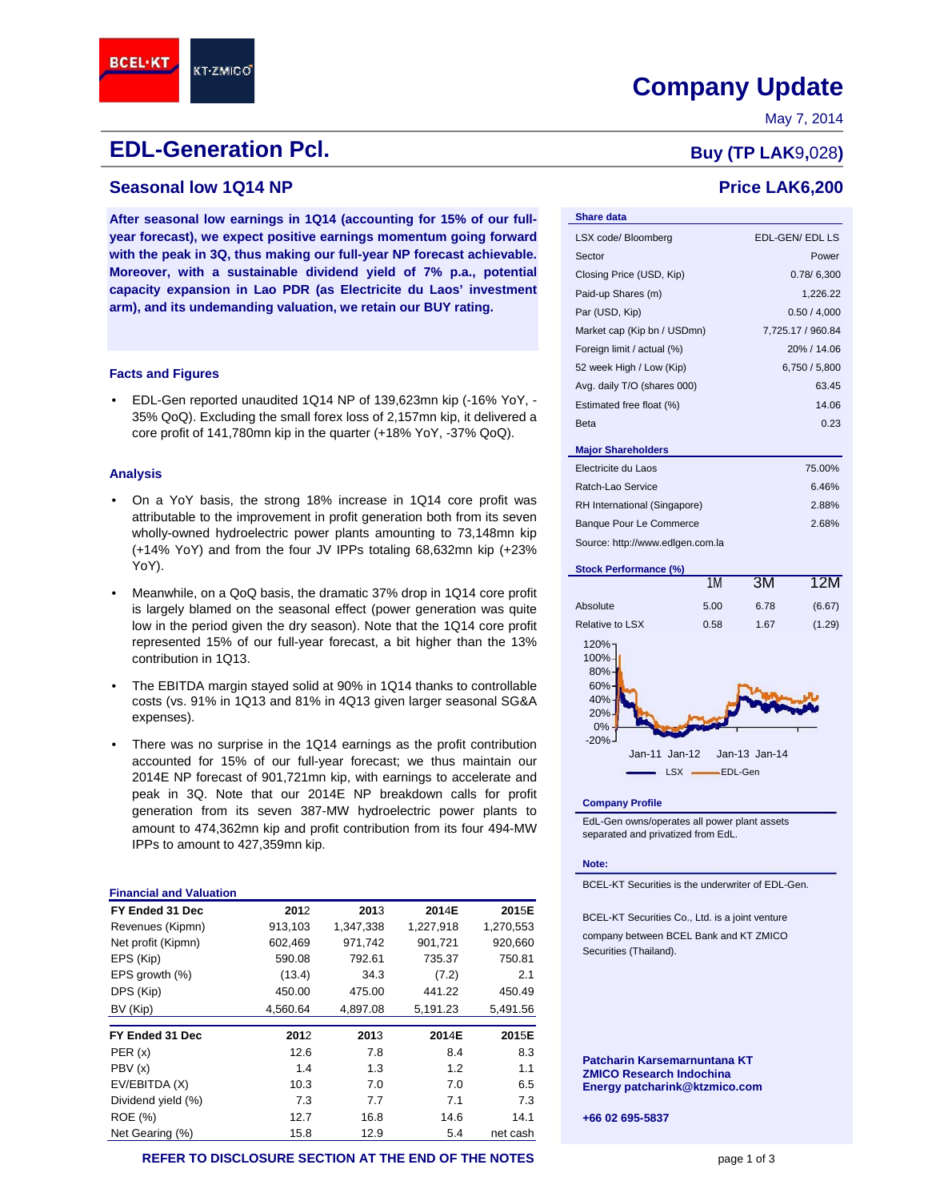BCEL·KT KT·ZMICO

# Company Update

May 7, 2014

# EDL-Generation Pcl.

**Buy (TP LAK9,028)**

## Seasonal low 1Q14 NP

**Price LAK6,200**

**After seasonal low earnings in 1Q14 (accounting for 15% of our full-year forecast), we expect positive earnings momentum going forward with the peak in 3Q, thus making our full-year NP forecast achievable. Moreover, with a sustainable dividend yield of 7% p.a., potential capacity expansion in Lao PDR (as Electricite du Laos' investment arm), and its undemanding valuation, we retain our BUY rating.**

### Facts and Figures

- EDL-Gen reported unaudited 1Q14 NP of 139,623mn kip (-16% YoY, -35% QoQ). Excluding the small forex loss of 2,157mn kip, it delivered a core profit of 141,780mn kip in the quarter (+18% YoY, -37% QoQ).

### Analysis

- On a YoY basis, the strong 18% increase in 1Q14 core profit was attributable to the improvement in profit generation both from its seven wholly-owned hydroelectric power plants amounting to 73,148mn kip (+14% YoY) and from the four JV IPPs totaling 68,632mn kip (+23% YoY).
- Meanwhile, on a QoQ basis, the dramatic 37% drop in 1Q14 core profit is largely blamed on the seasonal effect (power generation was quite low in the period given the dry season). Note that the 1Q14 core profit represented 15% of our full-year forecast, a bit higher than the 13% contribution in 1Q13.
- The EBITDA margin stayed solid at 90% in 1Q14 thanks to controllable costs (vs. 91% in 1Q13 and 81% in 4Q13 given larger seasonal SG&A expenses).
- There was no surprise in the 1Q14 earnings as the profit contribution accounted for 15% of our full-year forecast; we thus maintain our 2014E NP forecast of 901,721mn kip, with earnings to accelerate and peak in 3Q. Note that our 2014E NP breakdown calls for profit generation from its seven 387-MW hydroelectric power plants to amount to 474,362mn kip and profit contribution from its four 494-MW IPPs to amount to 427,359mn kip.

### Financial and Valuation

| FY Ended 31 Dec | 2012 | 2013 | 2014E | 2015E |
|---|---|---|---|---|
| Revenues (Kipmn) | 913,103 | 1,347,338 | 1,227,918 | 1,270,553 |
| Net profit (Kipmn) | 602,469 | 971,742 | 901,721 | 920,660 |
| EPS (Kip) | 590.08 | 792.61 | 735.37 | 750.81 |
| EPS growth (%) | (13.4) | 34.3 | (7.2) | 2.1 |
| DPS (Kip) | 450.00 | 475.00 | 441.22 | 450.49 |
| BV (Kip) | 4,560.64 | 4,897.08 | 5,191.23 | 5,491.56 |

| FY Ended 31 Dec | 2012 | 2013 | 2014E | 2015E |
|---|---|---|---|---|
| PER (x) | 12.6 | 7.8 | 8.4 | 8.3 |
| PBV (x) | 1.4 | 1.3 | 1.2 | 1.1 |
| EV/EBITDA (X) | 10.3 | 7.0 | 7.0 | 6.5 |
| Dividend yield (%) | 7.3 | 7.7 | 7.1 | 7.3 |
| ROE (%) | 12.7 | 16.8 | 14.6 | 14.1 |
| Net Gearing (%) | 15.8 | 12.9 | 5.4 | net cash |

### Share data

| | |
|---|---|
| LSX code/ Bloomberg | EDL-GEN/ EDL LS |
| Sector | Power |
| Closing Price (USD, Kip) | 0.78/ 6,300 |
| Paid-up Shares (m) | 1,226.22 |
| Par (USD, Kip) | 0.50 / 4,000 |
| Market cap (Kip bn / USDmn) | 7,725.17 / 960.84 |
| Foreign limit / actual (%) | 20% / 14.06 |
| 52 week High / Low (Kip) | 6,750 / 5,800 |
| Avg. daily T/O (shares 000) | 63.45 |
| Estimated free float (%) | 14.06 |
| Beta | 0.23 |

### Major Shareholders

| | |
|---|---|
| Electricite du Laos | 75.00% |
| Ratch-Lao Service | 6.46% |
| RH International (Singapore) | 2.88% |
| Banque Pour Le Commerce | 2.68% |

Source: http://www.edlgen.com.la

### Stock Performance (%)

| | 1M | 3M | 12M |
|---|---|---|---|
| Absolute | 5.00 | 6.78 | (6.67) |
| Relative to LSX | 0.58 | 1.67 | (1.29) |

LSX — EDL-Gen (chart, Jan-11 to Jan-14)

### Company Profile

EdL-Gen owns/operates all power plant assets separated and privatized from EdL.

**Note:**

BCEL-KT Securities is the underwriter of EDL-Gen.

BCEL-KT Securities Co., Ltd. is a joint venture company between BCEL Bank and KT ZMICO Securities (Thailand).

**Patcharin Karsemarnuntana KT ZMICO Research Indochina Energy patcharink@ktzmico.com**

**+66 02 695-5837**

**REFER TO DISCLOSURE SECTION AT THE END OF THE NOTES**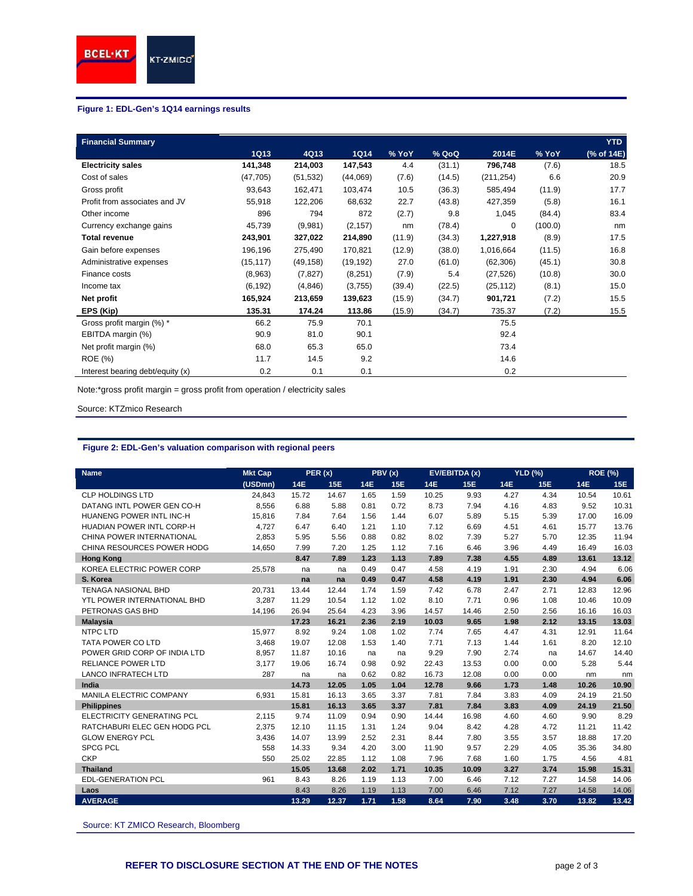### Figure 1: EDL-Gen's 1Q14 earnings results

| Financial Summary | 1Q13 | 4Q13 | 1Q14 | % YoY | % QoQ | 2014E | % YoY | YTD (% of 14E) |
|---|---|---|---|---|---|---|---|---|
| **Electricity sales** | **141,348** | **214,003** | **147,543** | 4.4 | (31.1) | **796,748** | (7.6) | 18.5 |
| Cost of sales | (47,705) | (51,532) | (44,069) | (7.6) | (14.5) | (211,254) | 6.6 | 20.9 |
| Gross profit | 93,643 | 162,471 | 103,474 | 10.5 | (36.3) | 585,494 | (11.9) | 17.7 |
| Profit from associates and JV | 55,918 | 122,206 | 68,632 | 22.7 | (43.8) | 427,359 | (5.8) | 16.1 |
| Other income | 896 | 794 | 872 | (2.7) | 9.8 | 1,045 | (84.4) | 83.4 |
| Currency exchange gains | 45,739 | (9,981) | (2,157) | nm | (78.4) | 0 | (100.0) | nm |
| **Total revenue** | **243,901** | **327,022** | **214,890** | (11.9) | (34.3) | **1,227,918** | (8.9) | 17.5 |
| Gain before expenses | 196,196 | 275,490 | 170,821 | (12.9) | (38.0) | 1,016,664 | (11.5) | 16.8 |
| Administrative expenses | (15,117) | (49,158) | (19,192) | 27.0 | (61.0) | (62,306) | (45.1) | 30.8 |
| Finance costs | (8,963) | (7,827) | (8,251) | (7.9) | 5.4 | (27,526) | (10.8) | 30.0 |
| Income tax | (6,192) | (4,846) | (3,755) | (39.4) | (22.5) | (25,112) | (8.1) | 15.0 |
| **Net profit** | **165,924** | **213,659** | **139,623** | (15.9) | (34.7) | **901,721** | (7.2) | 15.5 |
| **EPS (Kip)** | **135.31** | **174.24** | **113.86** | (15.9) | (34.7) | 735.37 | (7.2) | 15.5 |
| Gross profit margin (%) * | 66.2 | 75.9 | 70.1 | | | 75.5 | | |
| EBITDA margin (%) | 90.9 | 81.0 | 90.1 | | | 92.4 | | |
| Net profit margin (%) | 68.0 | 65.3 | 65.0 | | | 73.4 | | |
| ROE (%) | 11.7 | 14.5 | 9.2 | | | 14.6 | | |
| Interest bearing debt/equity (x) | 0.2 | 0.1 | 0.1 | | | 0.2 | | |

Note:*gross profit margin = gross profit from operation / electricity sales

Source: KTZmico Research

### Figure 2: EDL-Gen's valuation comparison with regional peers

| Name | Mkt Cap | PER (x) | | PBV (x) | | EV/EBITDA (x) | | YLD (%) | | ROE (%) | |
|---|---|---|---|---|---|---|---|---|---|---|---|
| | (USDmn) | 14E | 15E | 14E | 15E | 14E | 15E | 14E | 15E | 14E | 15E |
| CLP HOLDINGS LTD | 24,843 | 15.72 | 14.67 | 1.65 | 1.59 | 10.25 | 9.93 | 4.27 | 4.34 | 10.54 | 10.61 |
| DATANG INTL POWER GEN CO-H | 8,556 | 6.88 | 5.88 | 0.81 | 0.72 | 8.73 | 7.94 | 4.16 | 4.83 | 9.52 | 10.31 |
| HUANENG POWER INTL INC-H | 15,816 | 7.84 | 7.64 | 1.56 | 1.44 | 6.07 | 5.89 | 5.15 | 5.39 | 17.00 | 16.09 |
| HUADIAN POWER INTL CORP-H | 4,727 | 6.47 | 6.40 | 1.21 | 1.10 | 7.12 | 6.69 | 4.51 | 4.61 | 15.77 | 13.76 |
| CHINA POWER INTERNATIONAL | 2,853 | 5.95 | 5.56 | 0.88 | 0.82 | 8.02 | 7.39 | 5.27 | 5.70 | 12.35 | 11.94 |
| CHINA RESOURCES POWER HODG | 14,650 | 7.99 | 7.20 | 1.25 | 1.12 | 7.16 | 6.46 | 3.96 | 4.49 | 16.49 | 16.03 |
| **Hong Kong** | | **8.47** | **7.89** | **1.23** | **1.13** | **7.89** | **7.38** | **4.55** | **4.89** | **13.61** | **13.12** |
| KOREA ELECTRIC POWER CORP | 25,578 | na | na | 0.49 | 0.47 | 4.58 | 4.19 | 1.91 | 2.30 | 4.94 | 6.06 |
| **S. Korea** | | **na** | **na** | **0.49** | **0.47** | **4.58** | **4.19** | **1.91** | **2.30** | **4.94** | **6.06** |
| TENAGA NASIONAL BHD | 20,731 | 13.44 | 12.44 | 1.74 | 1.59 | 7.42 | 6.78 | 2.47 | 2.71 | 12.83 | 12.96 |
| YTL POWER INTERNATIONAL BHD | 3,287 | 11.29 | 10.54 | 1.12 | 1.02 | 8.10 | 7.71 | 0.96 | 1.08 | 10.46 | 10.09 |
| PETRONAS GAS BHD | 14,196 | 26.94 | 25.64 | 4.23 | 3.96 | 14.57 | 14.46 | 2.50 | 2.56 | 16.16 | 16.03 |
| **Malaysia** | | **17.23** | **16.21** | **2.36** | **2.19** | **10.03** | **9.65** | **1.98** | **2.12** | **13.15** | **13.03** |
| NTPC LTD | 15,977 | 8.92 | 9.24 | 1.08 | 1.02 | 7.74 | 7.65 | 4.47 | 4.31 | 12.91 | 11.64 |
| TATA POWER CO LTD | 3,468 | 19.07 | 12.08 | 1.53 | 1.40 | 7.71 | 7.13 | 1.44 | 1.61 | 8.20 | 12.10 |
| POWER GRID CORP OF INDIA LTD | 8,957 | 11.87 | 10.16 | na | na | 9.29 | 7.90 | 2.74 | na | 14.67 | 14.40 |
| RELIANCE POWER LTD | 3,177 | 19.06 | 16.74 | 0.98 | 0.92 | 22.43 | 13.53 | 0.00 | 0.00 | 5.28 | 5.44 |
| LANCO INFRATECH LTD | 287 | na | na | 0.62 | 0.82 | 16.73 | 12.08 | 0.00 | 0.00 | nm | nm |
| **India** | | **14.73** | **12.05** | **1.05** | **1.04** | **12.78** | **9.66** | **1.73** | **1.48** | **10.26** | **10.90** |
| MANILA ELECTRIC COMPANY | 6,931 | 15.81 | 16.13 | 3.65 | 3.37 | 7.81 | 7.84 | 3.83 | 4.09 | 24.19 | 21.50 |
| **Philippines** | | **15.81** | **16.13** | **3.65** | **3.37** | **7.81** | **7.84** | **3.83** | **4.09** | **24.19** | **21.50** |
| ELECTRICITY GENERATING PCL | 2,115 | 9.74 | 11.09 | 0.94 | 0.90 | 14.44 | 16.98 | 4.60 | 4.60 | 9.90 | 8.29 |
| RATCHABURI ELEC GEN HODG PCL | 2,375 | 12.10 | 11.15 | 1.31 | 1.24 | 9.04 | 8.42 | 4.28 | 4.72 | 11.21 | 11.42 |
| GLOW ENERGY PCL | 3,436 | 14.07 | 13.99 | 2.52 | 2.31 | 8.44 | 7.80 | 3.55 | 3.57 | 18.88 | 17.20 |
| SPCG PCL | 558 | 14.33 | 9.34 | 4.20 | 3.00 | 11.90 | 9.57 | 2.29 | 4.05 | 35.36 | 34.80 |
| CKP | 550 | 25.02 | 22.85 | 1.12 | 1.08 | 7.96 | 7.68 | 1.60 | 1.75 | 4.56 | 4.81 |
| **Thailand** | | **15.05** | **13.68** | **2.02** | **1.71** | **10.35** | **10.09** | **3.27** | **3.74** | **15.98** | **15.31** |
| EDL-GENERATION PCL | 961 | 8.43 | 8.26 | 1.19 | 1.13 | 7.00 | 6.46 | 7.12 | 7.27 | 14.58 | 14.06 |
| **Laos** | | **8.43** | **8.26** | **1.19** | **1.13** | **7.00** | **6.46** | **7.12** | **7.27** | **14.58** | **14.06** |
| **AVERAGE** | | **13.29** | **12.37** | **1.71** | **1.58** | **8.64** | **7.90** | **3.48** | **3.70** | **13.82** | **13.42** |

Source: KT ZMICO Research, Bloomberg

**REFER TO DISCLOSURE SECTION AT THE END OF THE NOTES**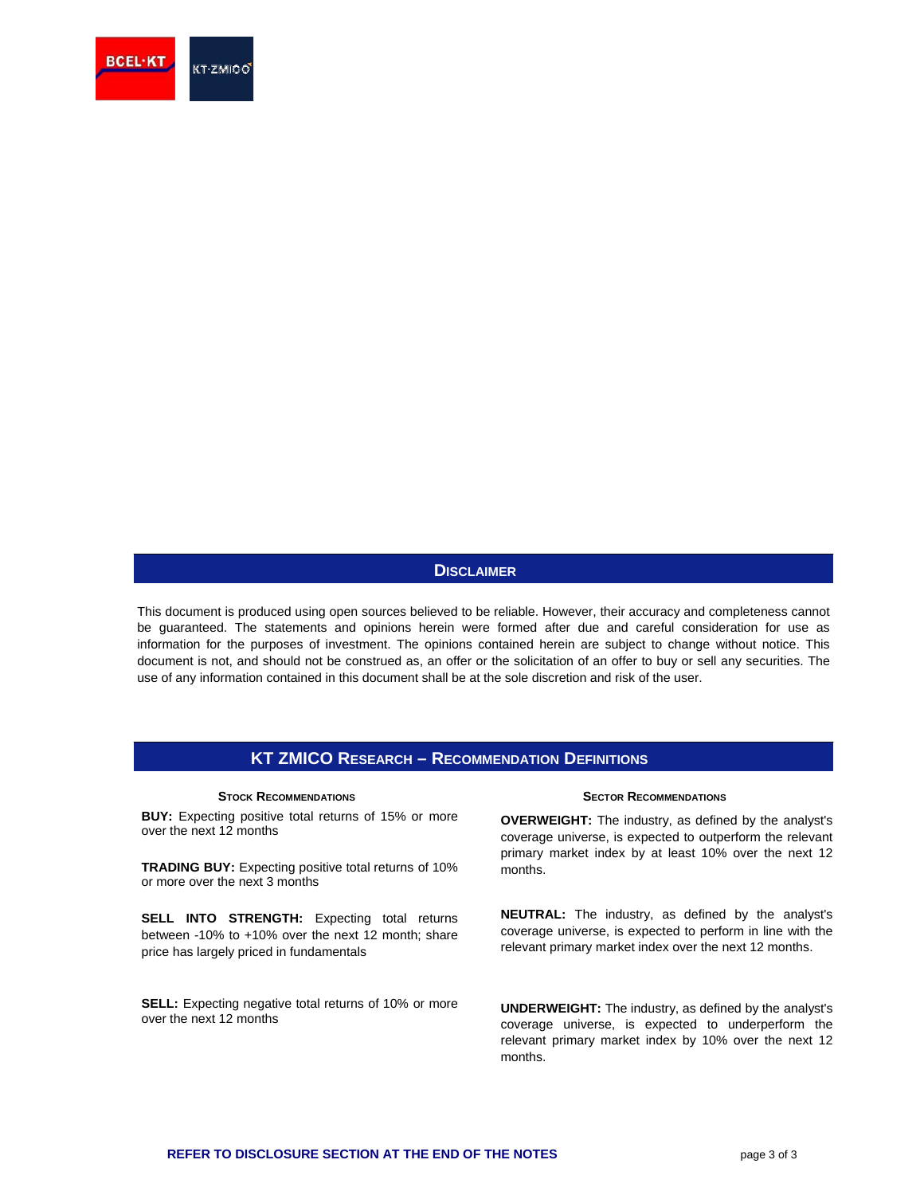## Disclaimer

This document is produced using open sources believed to be reliable. However, their accuracy and completeness cannot be guaranteed. The statements and opinions herein were formed after due and careful consideration for use as information for the purposes of investment. The opinions contained herein are subject to change without notice. This document is not, and should not be construed as, an offer or the solicitation of an offer to buy or sell any securities. The use of any information contained in this document shall be at the sole discretion and risk of the user.

## KT ZMICO Research – Recommendation Definitions

### Stock Recommendations

**BUY:** Expecting positive total returns of 15% or more over the next 12 months

**TRADING BUY:** Expecting positive total returns of 10% or more over the next 3 months

**SELL INTO STRENGTH:** Expecting total returns between -10% to +10% over the next 12 month; share price has largely priced in fundamentals

**SELL:** Expecting negative total returns of 10% or more over the next 12 months

### Sector Recommendations

**OVERWEIGHT:** The industry, as defined by the analyst's coverage universe, is expected to outperform the relevant primary market index by at least 10% over the next 12 months.

**NEUTRAL:** The industry, as defined by the analyst's coverage universe, is expected to perform in line with the relevant primary market index over the next 12 months.

**UNDERWEIGHT:** The industry, as defined by the analyst's coverage universe, is expected to underperform the relevant primary market index by 10% over the next 12 months.